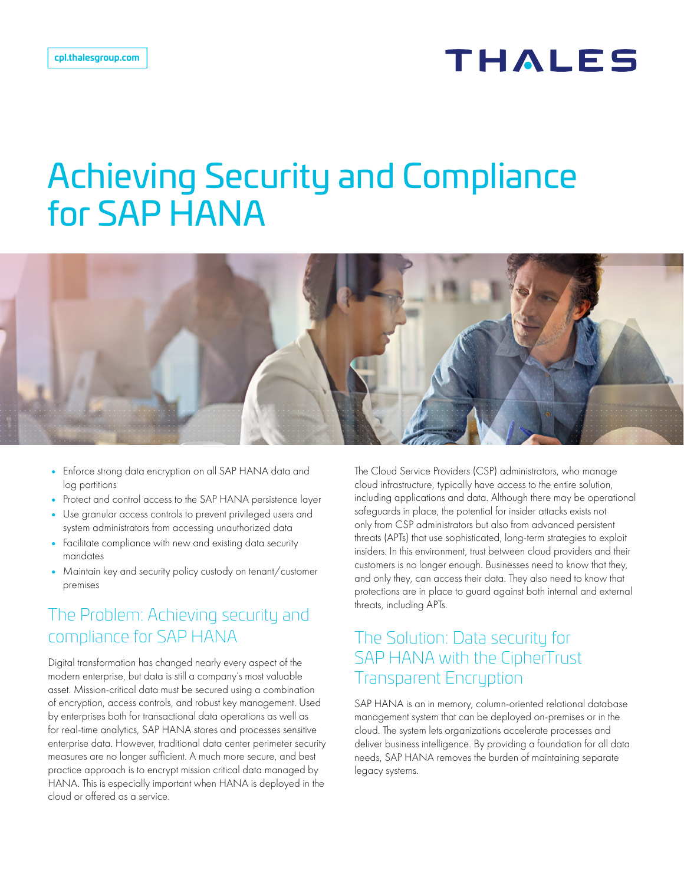cpl.thalesgroup.com

# Achieving Security and Compliance for SAP HANA

- Enforce strong data encryption on all SAP HANA data and log partitions
- Protect and control access to the SAP HANA persistence layer
- Use granular access controls to prevent privileged users and system administrators from accessing unauthorized data
- Facilitate compliance with new and existing data security mandates
- Maintain key and security policy custody on tenant/customer premises

## The Problem: Achieving security and compliance for SAP HANA

Digital transformation has changed nearly every aspect of the modern enterprise, but data is still a company's most valuable asset. Mission-critical data must be secured using a combination of encryption, access controls, and robust key management. Used by enterprises both for transactional data operations as well as for real-time analytics, SAP HANA stores and processes sensitive enterprise data. However, traditional data center perimeter security measures are no longer sufficient. A much more secure, and best practice approach is to encrypt mission critical data managed by HANA. This is especially important when HANA is deployed in the cloud or offered as a service.

The Cloud Service Providers (CSP) administrators, who manage cloud infrastructure, typically have access to the entire solution, including applications and data. Although there may be operational safeguards in place, the potential for insider attacks exists not only from CSP administrators but also from advanced persistent threats (APTs) that use sophisticated, long-term strategies to exploit insiders. In this environment, trust between cloud providers and their customers is no longer enough. Businesses need to know that they, and only they, can access their data. They also need to know that protections are in place to guard against both internal and external threats, including APTs.

## The Solution: Data security for SAP HANA with the CipherTrust Transparent Encryption

SAP HANA is an in memory, column-oriented relational database management system that can be deployed on-premises or in the cloud. The system lets organizations accelerate processes and deliver business intelligence. By providing a foundation for all data needs, SAP HANA removes the burden of maintaining separate legacy systems.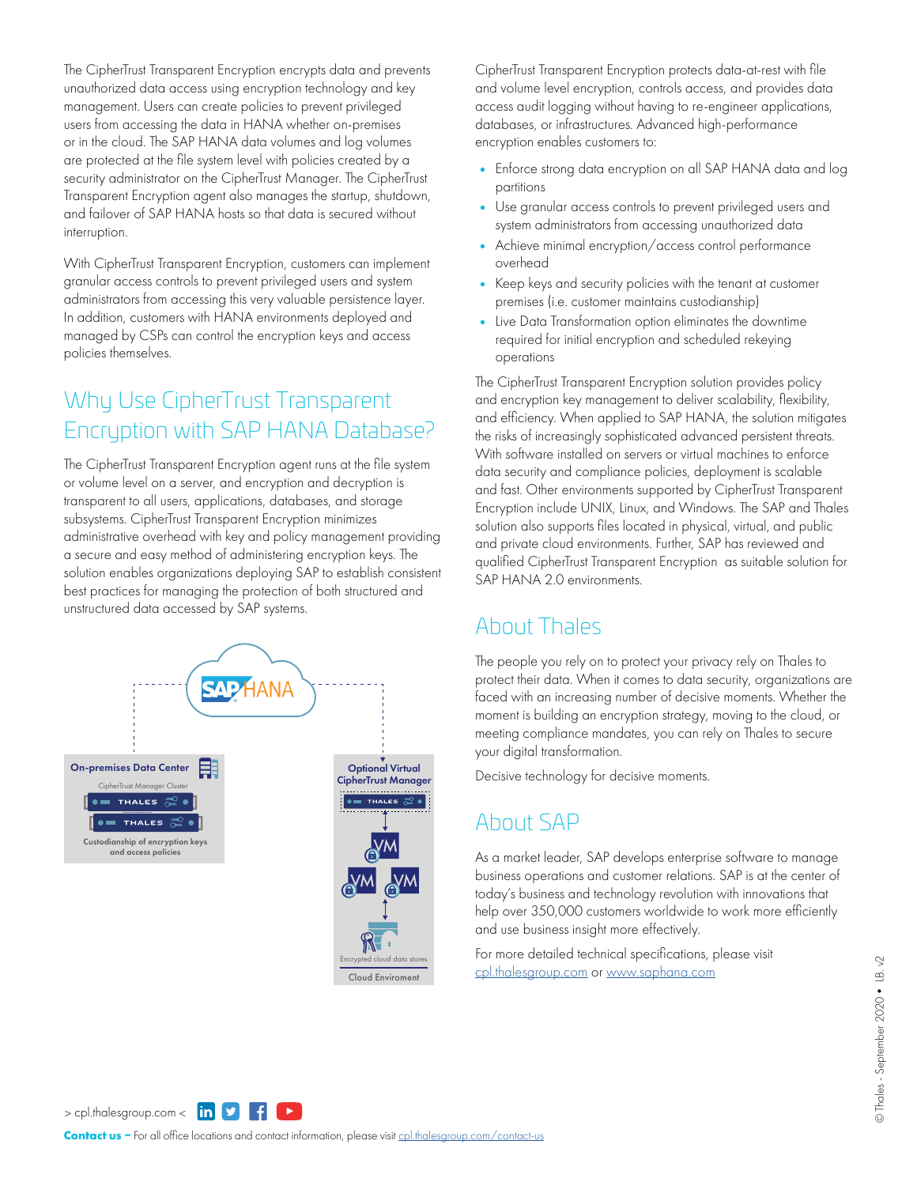The CipherTrust Transparent Encryption encrypts data and prevents unauthorized data access using encryption technology and key management. Users can create policies to prevent privileged users from accessing the data in HANA whether on-premises or in the cloud. The SAP HANA data volumes and log volumes are protected at the file system level with policies created by a security administrator on the CipherTrust Manager. The CipherTrust Transparent Encryption agent also manages the startup, shutdown, and failover of SAP HANA hosts so that data is secured without interruption.

With CipherTrust Transparent Encryption, customers can implement granular access controls to prevent privileged users and system administrators from accessing this very valuable persistence layer. In addition, customers with HANA environments deployed and managed by CSPs can control the encryption keys and access policies themselves.

## Why Use CipherTrust Transparent Encryption with SAP HANA Database?

The CipherTrust Transparent Encryption agent runs at the file system or volume level on a server, and encryption and decryption is transparent to all users, applications, databases, and storage subsystems. CipherTrust Transparent Encryption minimizes administrative overhead with key and policy management providing a secure and easy method of administering encryption keys. The solution enables organizations deploying SAP to establish consistent best practices for managing the protection of both structured and unstructured data accessed by SAP systems.

SAP HANA

On-premises Data Center

CipherTrust Manager Cluster

THALES

THALES

Custodianship of encryption keys and access policies

Optional Virtual CipherTrust Manager

THALES

VM

VM

VM

Encrypted cloud data stores

Cloud Enviroment

CipherTrust Transparent Encryption protects data-at-rest with file and volume level encryption, controls access, and provides data access audit logging without having to re-engineer applications, databases, or infrastructures. Advanced high-performance encryption enables customers to:

- Enforce strong data encryption on all SAP HANA data and log partitions
- Use granular access controls to prevent privileged users and system administrators from accessing unauthorized data
- Achieve minimal encryption/access control performance overhead
- Keep keys and security policies with the tenant at customer premises (i.e. customer maintains custodianship)
- Live Data Transformation option eliminates the downtime required for initial encryption and scheduled rekeying operations

The CipherTrust Transparent Encryption solution provides policy and encryption key management to deliver scalability, flexibility, and efficiency. When applied to SAP HANA, the solution mitigates the risks of increasingly sophisticated advanced persistent threats. With software installed on servers or virtual machines to enforce data security and compliance policies, deployment is scalable and fast. Other environments supported by CipherTrust Transparent Encryption include UNIX, Linux, and Windows. The SAP and Thales solution also supports files located in physical, virtual, and public and private cloud environments. Further, SAP has reviewed and qualified CipherTrust Transparent Encryption as suitable solution for SAP HANA 2.0 environments.

## About Thales

The people you rely on to protect your privacy rely on Thales to protect their data. When it comes to data security, organizations are faced with an increasing number of decisive moments. Whether the moment is building an encryption strategy, moving to the cloud, or meeting compliance mandates, you can rely on Thales to secure your digital transformation.

Decisive technology for decisive moments.

## About SAP

As a market leader, SAP develops enterprise software to manage business operations and customer relations. SAP is at the center of today's business and technology revolution with innovations that help over 350,000 customers worldwide to work more efficiently and use business insight more effectively.

For more detailed technical specifications, please visit cpl.thalesgroup.com or www.saphana.com

> cpl.thalesgroup.com <

**Contact us** – For all office locations and contact information, please visit cpl.thalesgroup.com/contact-us

© Thales - September 2020 • LB. v2